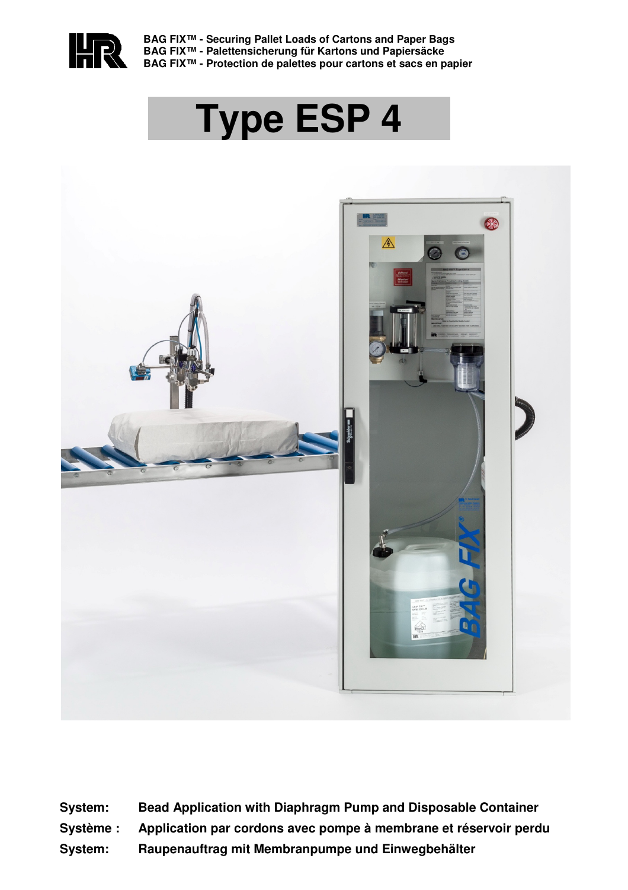**BAG FIX™ - Securing Pallet Loads of Cartons and Paper Bags**
**BAG FIX™ - Palettensicherung für Kartons und Papiersäcke**
**BAG FIX™ - Protection de palettes pour cartons et sacs en papier**

# Type ESP 4

| | |
|---|---|
| **System:** | **Bead Application with Diaphragm Pump and Disposable Container** |
| **Système :** | **Application par cordons avec pompe à membrane et réservoir perdu** |
| **System:** | **Raupenauftrag mit Membranpumpe und Einwegbehälter** |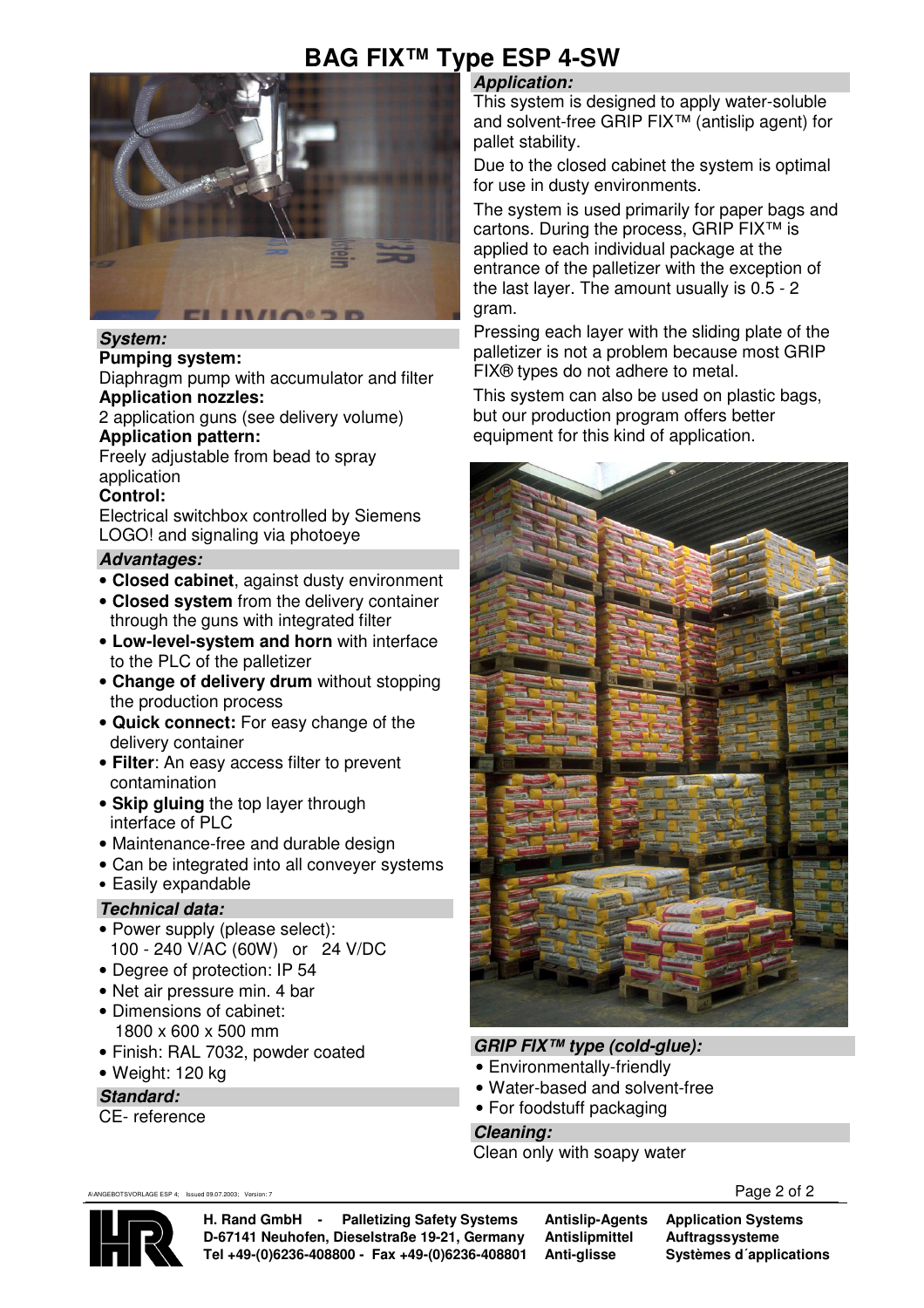# BAG FIX™ Type ESP 4-SW

### System:

**Pumping system:**
Diaphragm pump with accumulator and filter

**Application nozzles:**
2 application guns (see delivery volume)

**Application pattern:**
Freely adjustable from bead to spray application

**Control:**
Electrical switchbox controlled by Siemens LOGO! and signaling via photoeye

### Advantages:

- **Closed cabinet**, against dusty environment
- **Closed system** from the delivery container through the guns with integrated filter
- **Low-level-system and horn** with interface to the PLC of the palletizer
- **Change of delivery drum** without stopping the production process
- **Quick connect:** For easy change of the delivery container
- **Filter**: An easy access filter to prevent contamination
- **Skip gluing** the top layer through interface of PLC
- Maintenance-free and durable design
- Can be integrated into all conveyer systems
- Easily expandable

### Technical data:

- Power supply (please select):
  100 - 240 V/AC (60W) or 24 V/DC
- Degree of protection: IP 54
- Net air pressure min. 4 bar
- Dimensions of cabinet:
  1800 x 600 x 500 mm
- Finish: RAL 7032, powder coated
- Weight: 120 kg

### Standard:

CE- reference

### Application:

This system is designed to apply water-soluble and solvent-free GRIP FIX™ (antislip agent) for pallet stability.

Due to the closed cabinet the system is optimal for use in dusty environments.

The system is used primarily for paper bags and cartons. During the process, GRIP FIX™ is applied to each individual package at the entrance of the palletizer with the exception of the last layer. The amount usually is 0.5 - 2 gram.

Pressing each layer with the sliding plate of the palletizer is not a problem because most GRIP FIX® types do not adhere to metal.

This system can also be used on plastic bags, but our production program offers better equipment for this kind of application.

### GRIP FIX™ type (cold-glue):

- Environmentally-friendly
- Water-based and solvent-free
- For foodstuff packaging

### Cleaning:

Clean only with soapy water

A:\ANGEBOTSVORLAGE ESP 4; Issued 09.07.2003; Version: 7

**H. Rand GmbH - Palletizing Safety Systems**
**D-67141 Neuhofen, Dieselstraße 19-21, Germany**
**Tel +49-(0)6236-408800 - Fax +49-(0)6236-408801**

**Antislip-Agents** **Application Systems**
**Antislipmittel** **Auftragssysteme**
**Anti-glisse** **Systèmes d´applications**